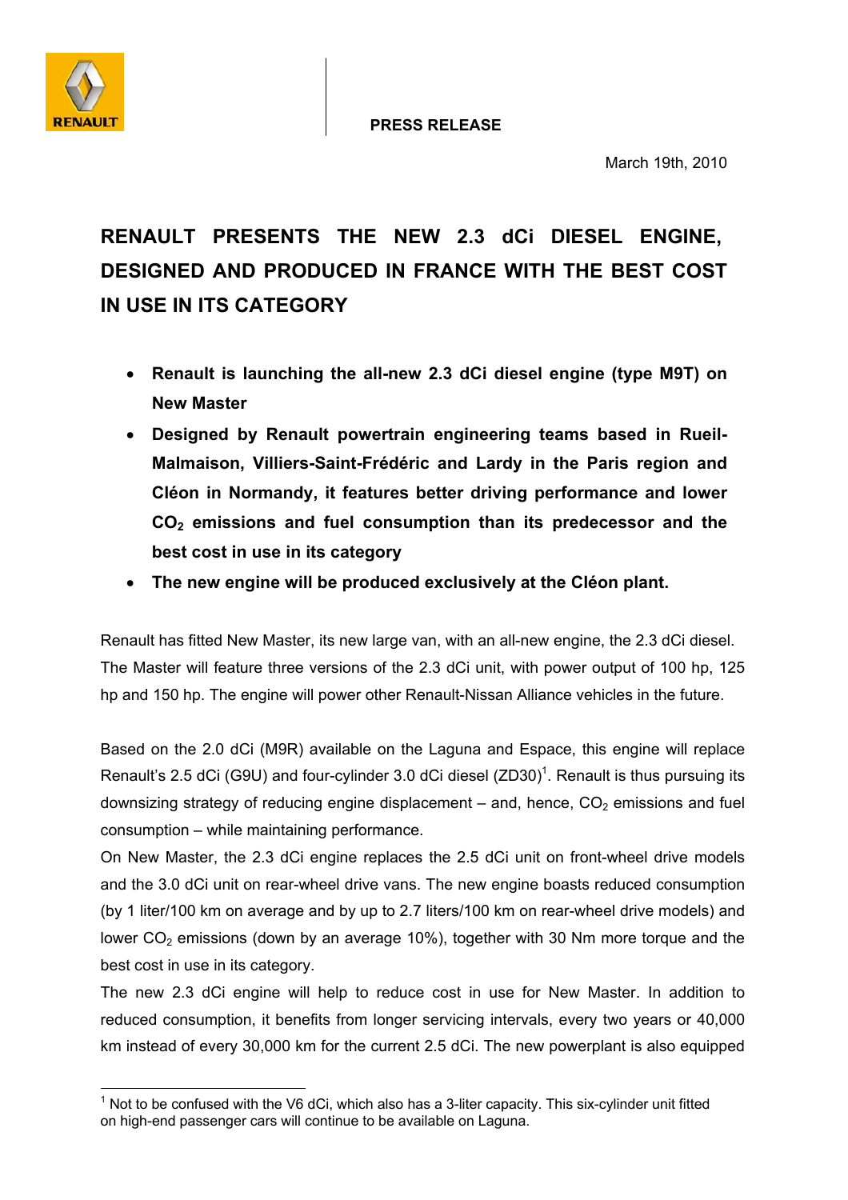RENAULT

**PRESS RELEASE**

March 19th, 2010

# RENAULT PRESENTS THE NEW 2.3 dCi DIESEL ENGINE, DESIGNED AND PRODUCED IN FRANCE WITH THE BEST COST IN USE IN ITS CATEGORY

- **Renault is launching the all-new 2.3 dCi diesel engine (type M9T) on New Master**
- **Designed by Renault powertrain engineering teams based in Rueil-Malmaison, Villiers-Saint-Frédéric and Lardy in the Paris region and Cléon in Normandy, it features better driving performance and lower $CO_2$ emissions and fuel consumption than its predecessor and the best cost in use in its category**
- **The new engine will be produced exclusively at the Cléon plant.**

Renault has fitted New Master, its new large van, with an all-new engine, the 2.3 dCi diesel. The Master will feature three versions of the 2.3 dCi unit, with power output of 100 hp, 125 hp and 150 hp. The engine will power other Renault-Nissan Alliance vehicles in the future.

Based on the 2.0 dCi (M9R) available on the Laguna and Espace, this engine will replace Renault's 2.5 dCi (G9U) and four-cylinder 3.0 dCi diesel (ZD30)[1]. Renault is thus pursuing its downsizing strategy of reducing engine displacement – and, hence, $CO_2$ emissions and fuel consumption – while maintaining performance.

On New Master, the 2.3 dCi engine replaces the 2.5 dCi unit on front-wheel drive models and the 3.0 dCi unit on rear-wheel drive vans. The new engine boasts reduced consumption (by 1 liter/100 km on average and by up to 2.7 liters/100 km on rear-wheel drive models) and lower $CO_2$ emissions (down by an average 10%), together with 30 Nm more torque and the best cost in use in its category.

The new 2.3 dCi engine will help to reduce cost in use for New Master. In addition to reduced consumption, it benefits from longer servicing intervals, every two years or 40,000 km instead of every 30,000 km for the current 2.5 dCi. The new powerplant is also equipped

[1] Not to be confused with the V6 dCi, which also has a 3-liter capacity. This six-cylinder unit fitted on high-end passenger cars will continue to be available on Laguna.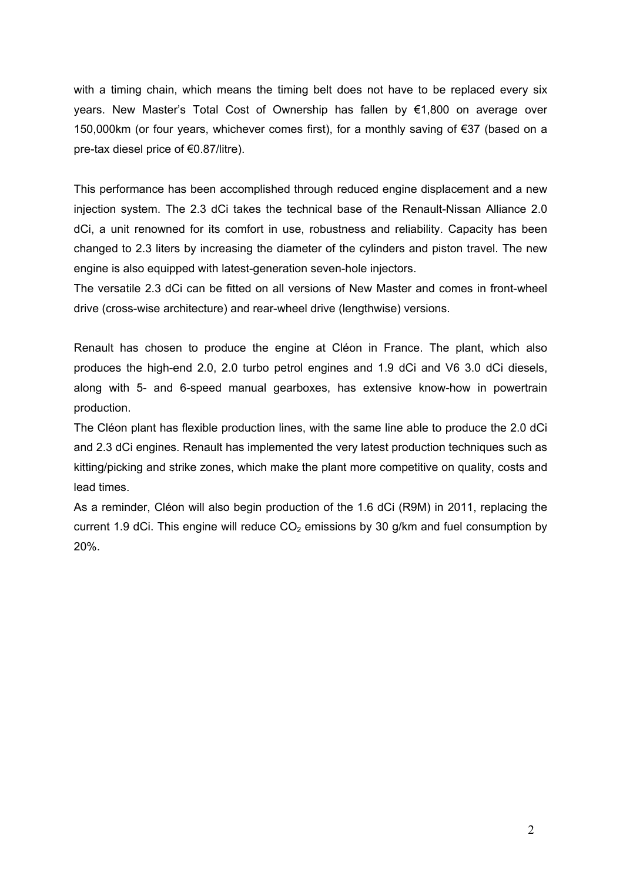with a timing chain, which means the timing belt does not have to be replaced every six years. New Master's Total Cost of Ownership has fallen by €1,800 on average over 150,000km (or four years, whichever comes first), for a monthly saving of €37 (based on a pre-tax diesel price of €0.87/litre).

This performance has been accomplished through reduced engine displacement and a new injection system. The 2.3 dCi takes the technical base of the Renault-Nissan Alliance 2.0 dCi, a unit renowned for its comfort in use, robustness and reliability. Capacity has been changed to 2.3 liters by increasing the diameter of the cylinders and piston travel. The new engine is also equipped with latest-generation seven-hole injectors.

The versatile 2.3 dCi can be fitted on all versions of New Master and comes in front-wheel drive (cross-wise architecture) and rear-wheel drive (lengthwise) versions.

Renault has chosen to produce the engine at Cléon in France. The plant, which also produces the high-end 2.0, 2.0 turbo petrol engines and 1.9 dCi and V6 3.0 dCi diesels, along with 5- and 6-speed manual gearboxes, has extensive know-how in powertrain production.

The Cléon plant has flexible production lines, with the same line able to produce the 2.0 dCi and 2.3 dCi engines. Renault has implemented the very latest production techniques such as kitting/picking and strike zones, which make the plant more competitive on quality, costs and lead times.

As a reminder, Cléon will also begin production of the 1.6 dCi (R9M) in 2011, replacing the current 1.9 dCi. This engine will reduce $CO_2$ emissions by 30 g/km and fuel consumption by 20%.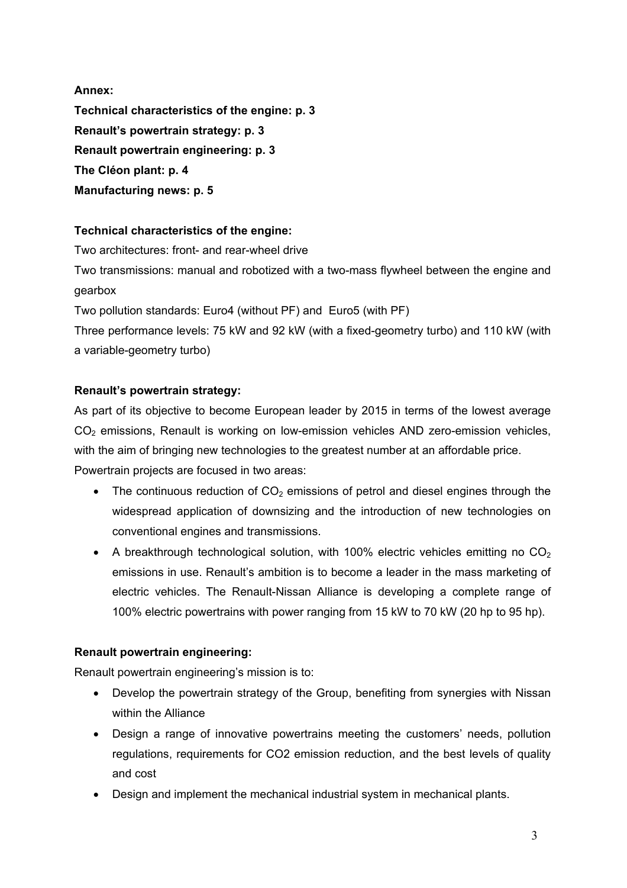**Annex:**

**Technical characteristics of the engine: p. 3**

**Renault's powertrain strategy: p. 3**

**Renault powertrain engineering: p. 3**

**The Cléon plant: p. 4**

**Manufacturing news: p. 5**

## Technical characteristics of the engine:

Two architectures: front- and rear-wheel drive

Two transmissions: manual and robotized with a two-mass flywheel between the engine and gearbox

Two pollution standards: Euro4 (without PF) and Euro5 (with PF)

Three performance levels: 75 kW and 92 kW (with a fixed-geometry turbo) and 110 kW (with a variable-geometry turbo)

## Renault's powertrain strategy:

As part of its objective to become European leader by 2015 in terms of the lowest average $CO_2$ emissions, Renault is working on low-emission vehicles AND zero-emission vehicles, with the aim of bringing new technologies to the greatest number at an affordable price.

Powertrain projects are focused in two areas:

- The continuous reduction of $CO_2$ emissions of petrol and diesel engines through the widespread application of downsizing and the introduction of new technologies on conventional engines and transmissions.
- A breakthrough technological solution, with 100% electric vehicles emitting no $CO_2$ emissions in use. Renault's ambition is to become a leader in the mass marketing of electric vehicles. The Renault-Nissan Alliance is developing a complete range of 100% electric powertrains with power ranging from 15 kW to 70 kW (20 hp to 95 hp).

## Renault powertrain engineering:

Renault powertrain engineering's mission is to:

- Develop the powertrain strategy of the Group, benefiting from synergies with Nissan within the Alliance
- Design a range of innovative powertrains meeting the customers' needs, pollution regulations, requirements for CO2 emission reduction, and the best levels of quality and cost
- Design and implement the mechanical industrial system in mechanical plants.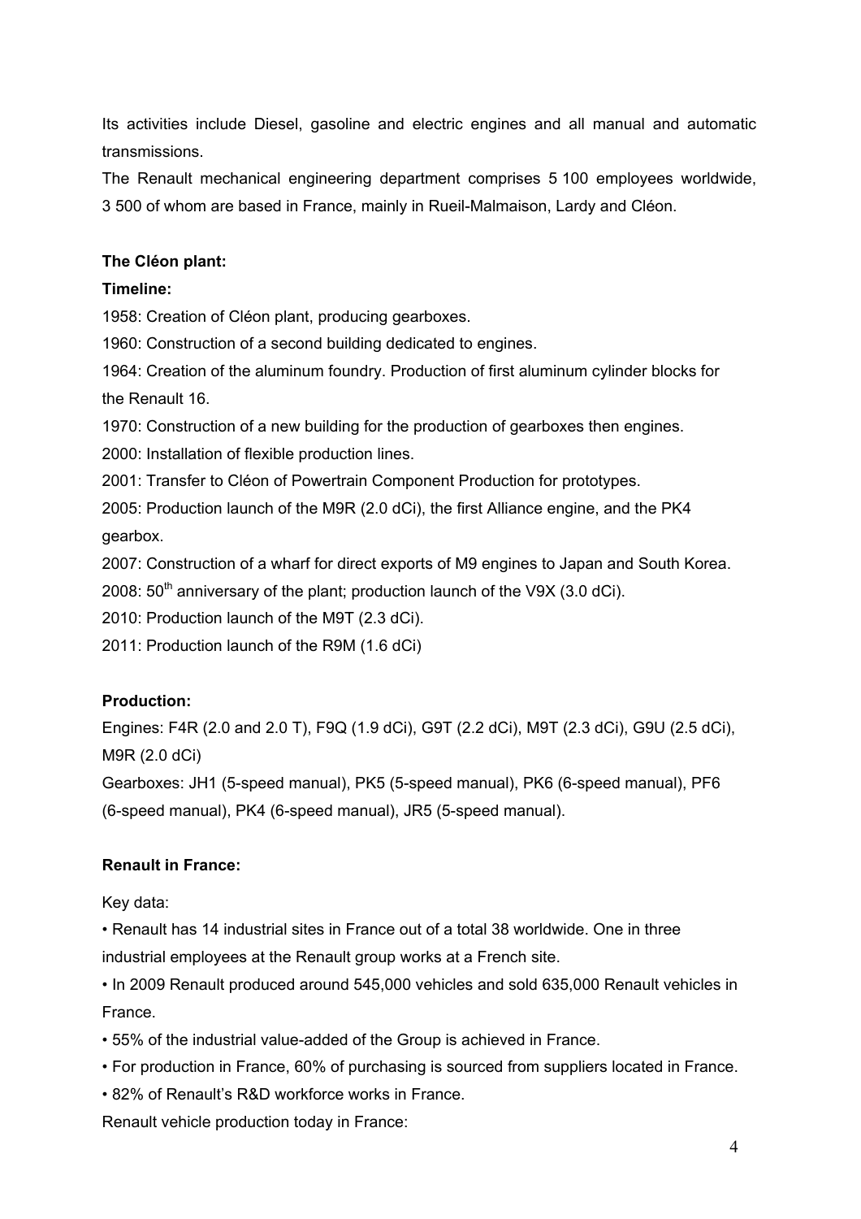Its activities include Diesel, gasoline and electric engines and all manual and automatic transmissions.

The Renault mechanical engineering department comprises 5 100 employees worldwide, 3 500 of whom are based in France, mainly in Rueil-Malmaison, Lardy and Cléon.

**The Cléon plant:**

**Timeline:**

1958: Creation of Cléon plant, producing gearboxes.

1960: Construction of a second building dedicated to engines.

1964: Creation of the aluminum foundry. Production of first aluminum cylinder blocks for the Renault 16.

1970: Construction of a new building for the production of gearboxes then engines.

2000: Installation of flexible production lines.

2001: Transfer to Cléon of Powertrain Component Production for prototypes.

2005: Production launch of the M9R (2.0 dCi), the first Alliance engine, and the PK4 gearbox.

2007: Construction of a wharf for direct exports of M9 engines to Japan and South Korea.

2008: 50th anniversary of the plant; production launch of the V9X (3.0 dCi).

2010: Production launch of the M9T (2.3 dCi).

2011: Production launch of the R9M (1.6 dCi)

**Production:**

Engines: F4R (2.0 and 2.0 T), F9Q (1.9 dCi), G9T (2.2 dCi), M9T (2.3 dCi), G9U (2.5 dCi), M9R (2.0 dCi)

Gearboxes: JH1 (5-speed manual), PK5 (5-speed manual), PK6 (6-speed manual), PF6 (6-speed manual), PK4 (6-speed manual), JR5 (5-speed manual).

**Renault in France:**

Key data:

- Renault has 14 industrial sites in France out of a total 38 worldwide. One in three industrial employees at the Renault group works at a French site.
- In 2009 Renault produced around 545,000 vehicles and sold 635,000 Renault vehicles in France.
- 55% of the industrial value-added of the Group is achieved in France.
- For production in France, 60% of purchasing is sourced from suppliers located in France.
- 82% of Renault's R&D workforce works in France.

Renault vehicle production today in France: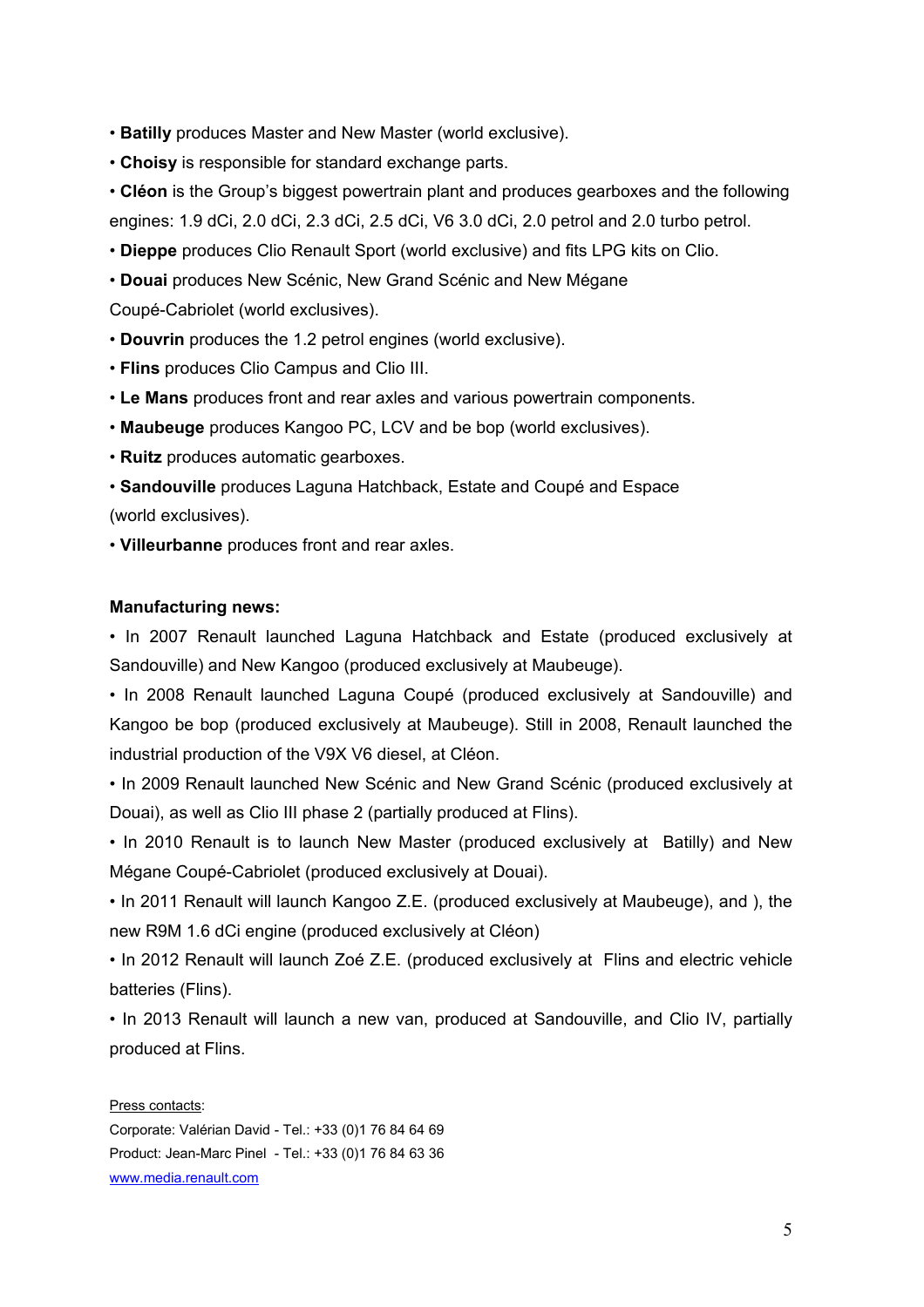- **Batilly** produces Master and New Master (world exclusive).
- **Choisy** is responsible for standard exchange parts.
- **Cléon** is the Group's biggest powertrain plant and produces gearboxes and the following engines: 1.9 dCi, 2.0 dCi, 2.3 dCi, 2.5 dCi, V6 3.0 dCi, 2.0 petrol and 2.0 turbo petrol.
- **Dieppe** produces Clio Renault Sport (world exclusive) and fits LPG kits on Clio.
- **Douai** produces New Scénic, New Grand Scénic and New Mégane Coupé-Cabriolet (world exclusives).
- **Douvrin** produces the 1.2 petrol engines (world exclusive).
- **Flins** produces Clio Campus and Clio III.
- **Le Mans** produces front and rear axles and various powertrain components.
- **Maubeuge** produces Kangoo PC, LCV and be bop (world exclusives).
- **Ruitz** produces automatic gearboxes.
- **Sandouville** produces Laguna Hatchback, Estate and Coupé and Espace (world exclusives).
- **Villeurbanne** produces front and rear axles.

**Manufacturing news:**

- In 2007 Renault launched Laguna Hatchback and Estate (produced exclusively at Sandouville) and New Kangoo (produced exclusively at Maubeuge).
- In 2008 Renault launched Laguna Coupé (produced exclusively at Sandouville) and Kangoo be bop (produced exclusively at Maubeuge). Still in 2008, Renault launched the industrial production of the V9X V6 diesel, at Cléon.
- In 2009 Renault launched New Scénic and New Grand Scénic (produced exclusively at Douai), as well as Clio III phase 2 (partially produced at Flins).
- In 2010 Renault is to launch New Master (produced exclusively at Batilly) and New Mégane Coupé-Cabriolet (produced exclusively at Douai).
- In 2011 Renault will launch Kangoo Z.E. (produced exclusively at Maubeuge), and ), the new R9M 1.6 dCi engine (produced exclusively at Cléon)
- In 2012 Renault will launch Zoé Z.E. (produced exclusively at Flins and electric vehicle batteries (Flins).
- In 2013 Renault will launch a new van, produced at Sandouville, and Clio IV, partially produced at Flins.

Press contacts:
Corporate: Valérian David - Tel.: +33 (0)1 76 84 64 69
Product: Jean-Marc Pinel - Tel.: +33 (0)1 76 84 63 36
www.media.renault.com